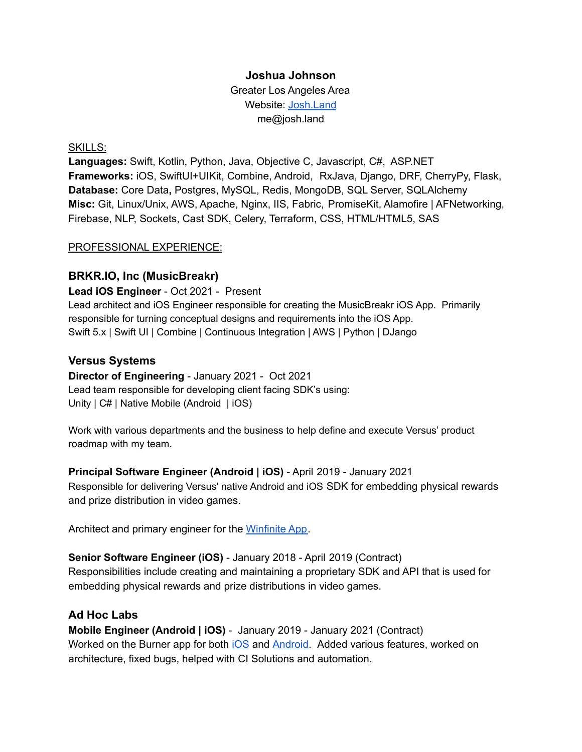**Joshua Johnson**
Greater Los Angeles Area
Website: [Josh.Land](Josh.Land)
me@josh.land

SKILLS:

**Languages:** Swift, Kotlin, Python, Java, Objective C, Javascript, C#, ASP.NET
**Frameworks:** iOS, SwiftUI+UIKit, Combine, Android, RxJava, Django, DRF, CherryPy, Flask,
**Database:** Core Data**,** Postgres, MySQL, Redis, MongoDB, SQL Server, SQLAlchemy
**Misc:** Git, Linux/Unix, AWS, Apache, Nginx, IIS, Fabric, PromiseKit, Alamofire | AFNetworking, Firebase, NLP, Sockets, Cast SDK, Celery, Terraform, CSS, HTML/HTML5, SAS

PROFESSIONAL EXPERIENCE:

## BRKR.IO, Inc (MusicBreakr)

**Lead iOS Engineer** - Oct 2021 - Present
Lead architect and iOS Engineer responsible for creating the MusicBreakr iOS App. Primarily responsible for turning conceptual designs and requirements into the iOS App.
Swift 5.x | Swift UI | Combine | Continuous Integration | AWS | Python | DJango

## Versus Systems

**Director of Engineering** - January 2021 - Oct 2021
Lead team responsible for developing client facing SDK's using:
Unity | C# | Native Mobile (Android | iOS)

Work with various departments and the business to help define and execute Versus' product roadmap with my team.

**Principal Software Engineer (Android | iOS)** - April 2019 - January 2021
Responsible for delivering Versus' native Android and iOS SDK for embedding physical rewards and prize distribution in video games.

Architect and primary engineer for the Winfinite App.

**Senior Software Engineer (iOS)** - January 2018 - April 2019 (Contract)
Responsibilities include creating and maintaining a proprietary SDK and API that is used for embedding physical rewards and prize distributions in video games.

## Ad Hoc Labs

**Mobile Engineer (Android | iOS)** - January 2019 - January 2021 (Contract)
Worked on the Burner app for both iOS and Android. Added various features, worked on architecture, fixed bugs, helped with CI Solutions and automation.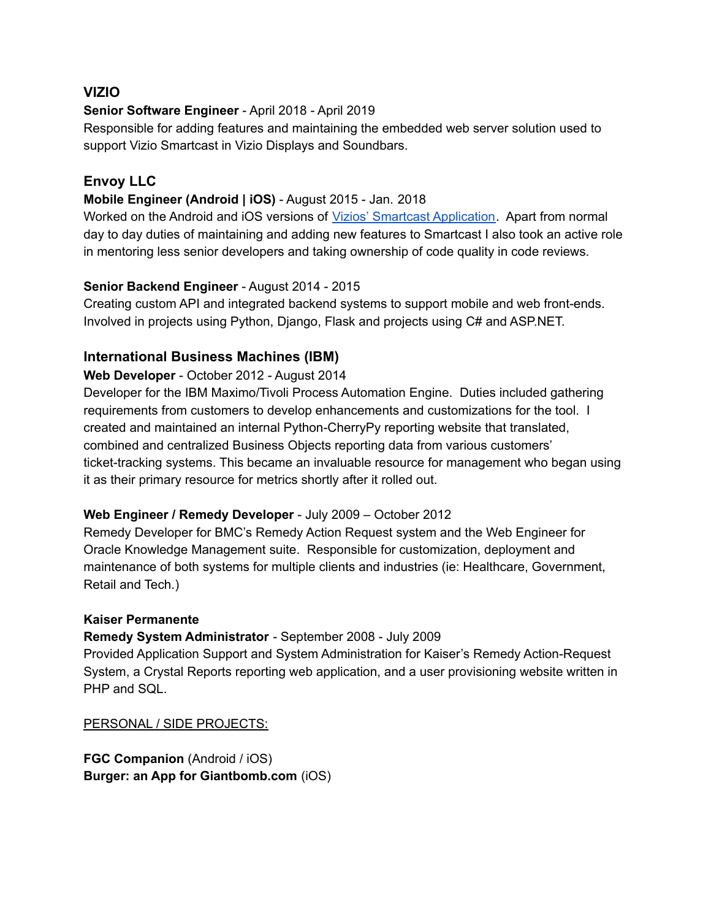### VIZIO

**Senior Software Engineer** - April 2018 - April 2019
Responsible for adding features and maintaining the embedded web server solution used to support Vizio Smartcast in Vizio Displays and Soundbars.

### Envoy LLC

**Mobile Engineer (Android | iOS)** - August 2015 - Jan. 2018
Worked on the Android and iOS versions of Vizios' Smartcast Application. Apart from normal day to day duties of maintaining and adding new features to Smartcast I also took an active role in mentoring less senior developers and taking ownership of code quality in code reviews.

**Senior Backend Engineer** - August 2014 - 2015
Creating custom API and integrated backend systems to support mobile and web front-ends. Involved in projects using Python, Django, Flask and projects using C# and ASP.NET.

### International Business Machines (IBM)

**Web Developer** - October 2012 - August 2014
Developer for the IBM Maximo/Tivoli Process Automation Engine. Duties included gathering requirements from customers to develop enhancements and customizations for the tool. I created and maintained an internal Python-CherryPy reporting website that translated, combined and centralized Business Objects reporting data from various customers' ticket-tracking systems. This became an invaluable resource for management who began using it as their primary resource for metrics shortly after it rolled out.

**Web Engineer / Remedy Developer** - July 2009 – October 2012
Remedy Developer for BMC's Remedy Action Request system and the Web Engineer for Oracle Knowledge Management suite. Responsible for customization, deployment and maintenance of both systems for multiple clients and industries (ie: Healthcare, Government, Retail and Tech.)

**Kaiser Permanente**

**Remedy System Administrator** - September 2008 - July 2009
Provided Application Support and System Administration for Kaiser's Remedy Action-Request System, a Crystal Reports reporting web application, and a user provisioning website written in PHP and SQL.

<u>PERSONAL / SIDE PROJECTS:</u>

**FGC Companion** (Android / iOS)
**Burger: an App for Giantbomb.com** (iOS)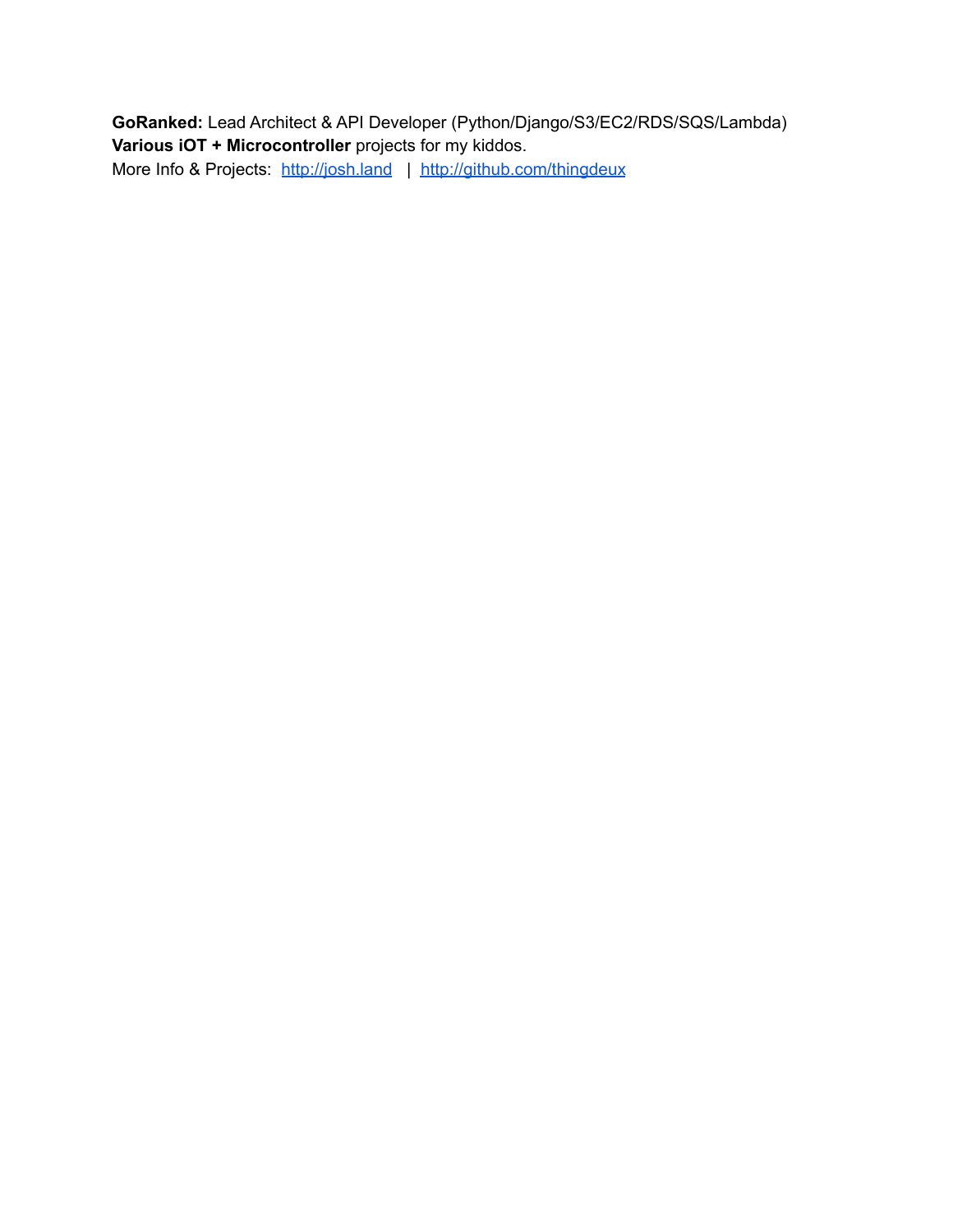**GoRanked:** Lead Architect & API Developer (Python/Django/S3/EC2/RDS/SQS/Lambda)
**Various iOT + Microcontroller** projects for my kiddos.
More Info & Projects: [http://josh.land](http://josh.land) | [http://github.com/thingdeux](http://github.com/thingdeux)